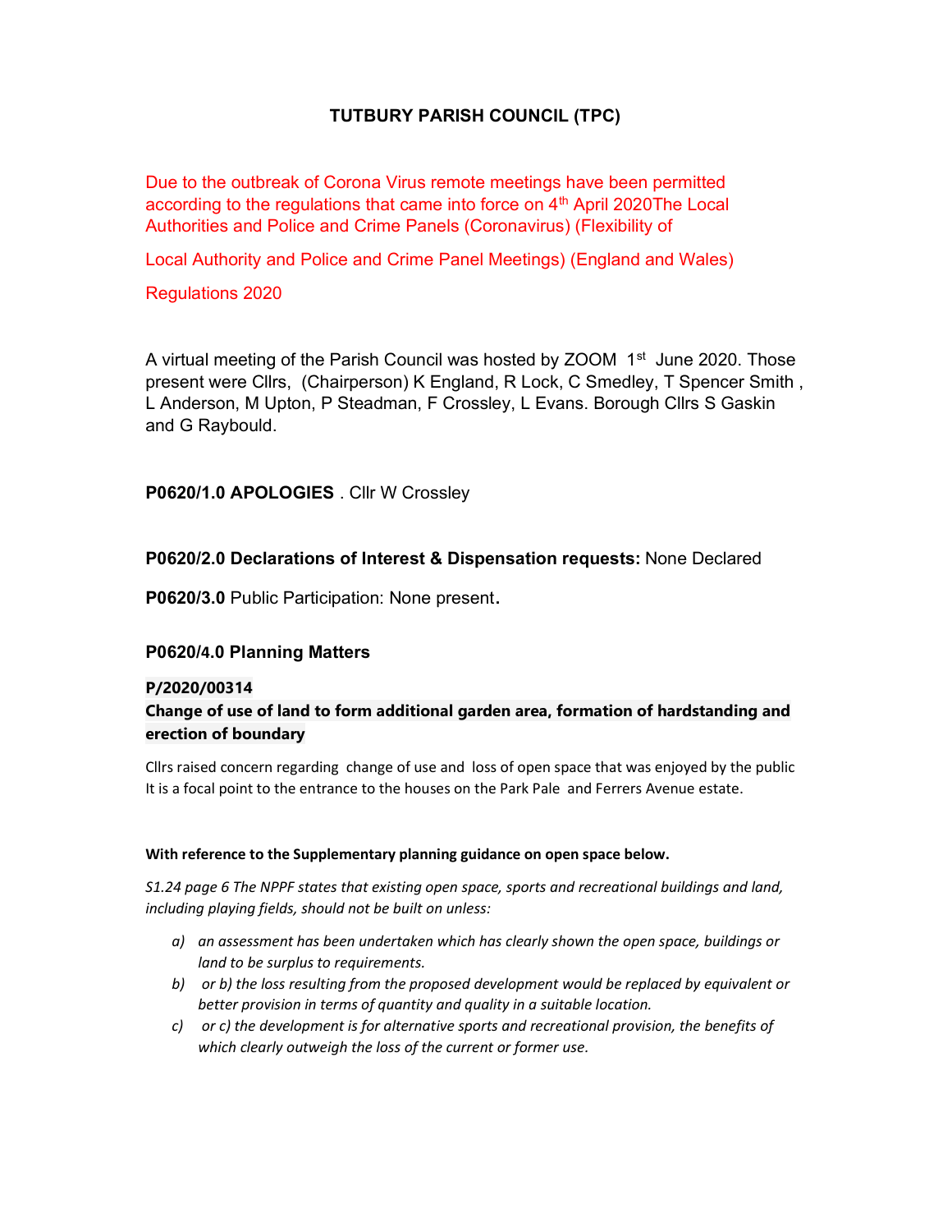# TUTBURY PARISH COUNCIL (TPC)

Due to the outbreak of Corona Virus remote meetings have been permitted according to the regulations that came into force on 4th April 2020The Local Authorities and Police and Crime Panels (Coronavirus) (Flexibility of

Local Authority and Police and Crime Panel Meetings) (England and Wales)

Regulations 2020

A virtual meeting of the Parish Council was hosted by ZOOM 1st June 2020. Those present were Cllrs, (Chairperson) K England, R Lock, C Smedley, T Spencer Smith , L Anderson, M Upton, P Steadman, F Crossley, L Evans. Borough Cllrs S Gaskin and G Raybould.

**P0620/1.0 APOLOGIES** . Cllr W Crossley

**P0620/2.0 Declarations of Interest & Dispensation requests:** None Declared

**P0620/3.0** Public Participation: None present.

**P0620/4.0 Planning Matters**

**P/2020/00314**

**Change of use of land to form additional garden area, formation of hardstanding and erection of boundary**

Cllrs raised concern regarding change of use and loss of open space that was enjoyed by the public It is a focal point to the entrance to the houses on the Park Pale and Ferrers Avenue estate.

**With reference to the Supplementary planning guidance on open space below.**

*S1.24 page 6 The NPPF states that existing open space, sports and recreational buildings and land, including playing fields, should not be built on unless:*

a) *an assessment has been undertaken which has clearly shown the open space, buildings or land to be surplus to requirements.*
b) *or b) the loss resulting from the proposed development would be replaced by equivalent or better provision in terms of quantity and quality in a suitable location.*
c) *or c) the development is for alternative sports and recreational provision, the benefits of which clearly outweigh the loss of the current or former use.*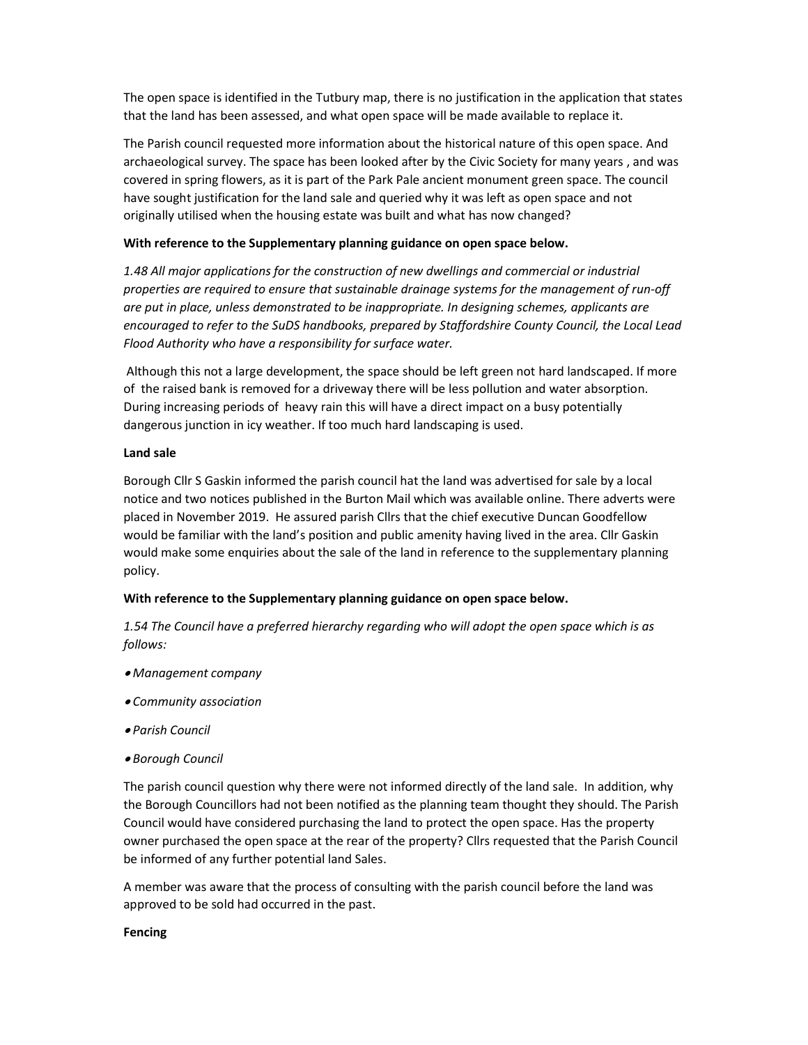The open space is identified in the Tutbury map, there is no justification in the application that states that the land has been assessed, and what open space will be made available to replace it.

The Parish council requested more information about the historical nature of this open space. And archaeological survey. The space has been looked after by the Civic Society for many years , and was covered in spring flowers, as it is part of the Park Pale ancient monument green space. The council have sought justification for the land sale and queried why it was left as open space and not originally utilised when the housing estate was built and what has now changed?

**With reference to the Supplementary planning guidance on open space below.**

*1.48 All major applications for the construction of new dwellings and commercial or industrial properties are required to ensure that sustainable drainage systems for the management of run-off are put in place, unless demonstrated to be inappropriate. In designing schemes, applicants are encouraged to refer to the SuDS handbooks, prepared by Staffordshire County Council, the Local Lead Flood Authority who have a responsibility for surface water.*

Although this not a large development, the space should be left green not hard landscaped. If more of the raised bank is removed for a driveway there will be less pollution and water absorption. During increasing periods of heavy rain this will have a direct impact on a busy potentially dangerous junction in icy weather. If too much hard landscaping is used.

**Land sale**

Borough Cllr S Gaskin informed the parish council hat the land was advertised for sale by a local notice and two notices published in the Burton Mail which was available online. There adverts were placed in November 2019. He assured parish Cllrs that the chief executive Duncan Goodfellow would be familiar with the land's position and public amenity having lived in the area. Cllr Gaskin would make some enquiries about the sale of the land in reference to the supplementary planning policy.

**With reference to the Supplementary planning guidance on open space below.**

*1.54 The Council have a preferred hierarchy regarding who will adopt the open space which is as follows:*

- *Management company*
- *Community association*
- *Parish Council*
- *Borough Council*

The parish council question why there were not informed directly of the land sale. In addition, why the Borough Councillors had not been notified as the planning team thought they should. The Parish Council would have considered purchasing the land to protect the open space. Has the property owner purchased the open space at the rear of the property? Cllrs requested that the Parish Council be informed of any further potential land Sales.

A member was aware that the process of consulting with the parish council before the land was approved to be sold had occurred in the past.

**Fencing**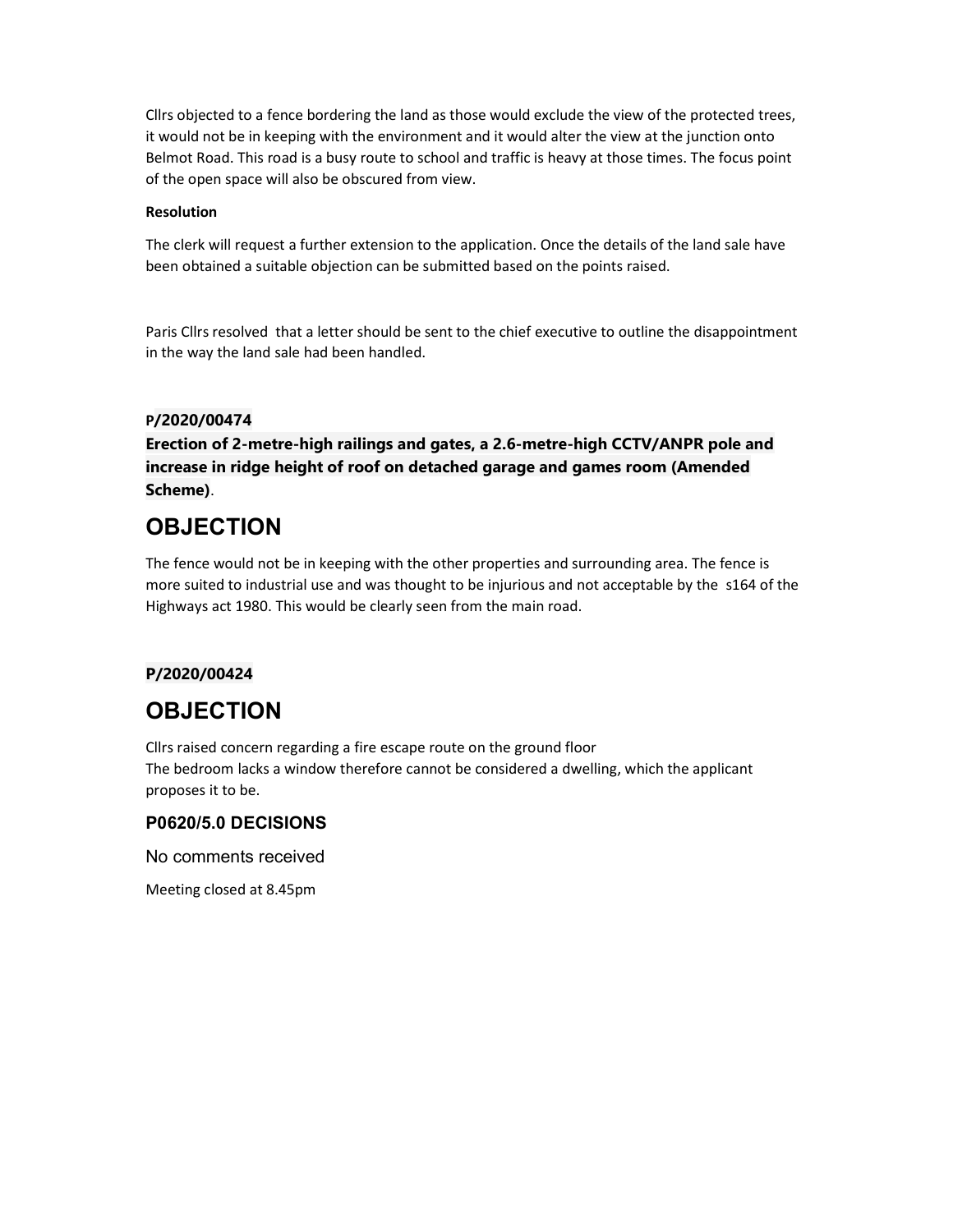Cllrs objected to a fence bordering the land as those would exclude the view of the protected trees, it would not be in keeping with the environment and it would alter the view at the junction onto Belmot Road. This road is a busy route to school and traffic is heavy at those times. The focus point of the open space will also be obscured from view.

**Resolution**

The clerk will request a further extension to the application. Once the details of the land sale have been obtained a suitable objection can be submitted based on the points raised.

Paris Cllrs resolved that a letter should be sent to the chief executive to outline the disappointment in the way the land sale had been handled.

**P/2020/00474**

**Erection of 2-metre-high railings and gates, a 2.6-metre-high CCTV/ANPR pole and increase in ridge height of roof on detached garage and games room (Amended Scheme)**.

# OBJECTION

The fence would not be in keeping with the other properties and surrounding area. The fence is more suited to industrial use and was thought to be injurious and not acceptable by the s164 of the Highways act 1980. This would be clearly seen from the main road.

**P/2020/00424**

# OBJECTION

Cllrs raised concern regarding a fire escape route on the ground floor
The bedroom lacks a window therefore cannot be considered a dwelling, which the applicant proposes it to be.

### P0620/5.0 DECISIONS

No comments received

Meeting closed at 8.45pm